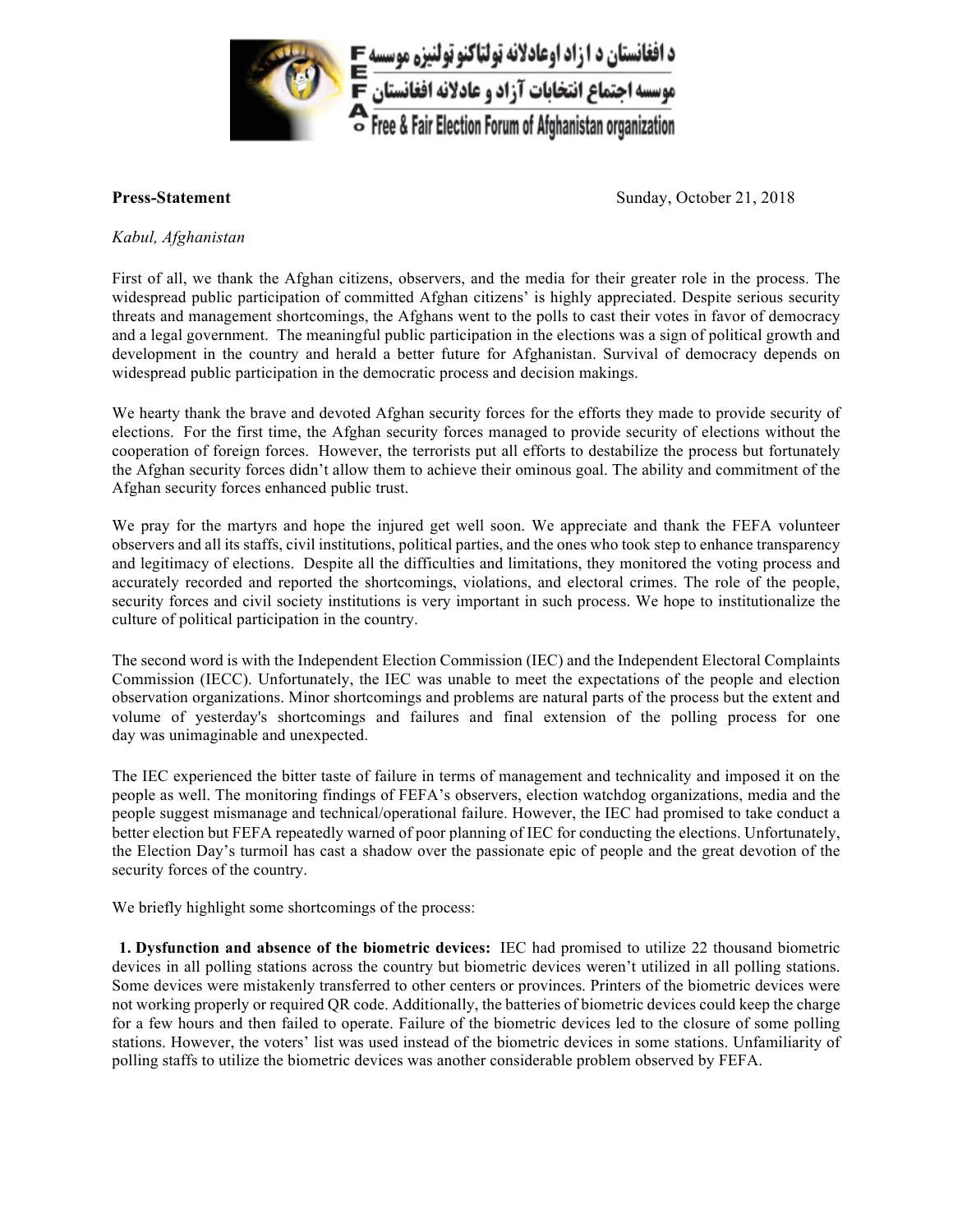د افغانستان د ازاد اوعادلانه تولټاکنو تولنیزه موسسه
موسسه اجتماع انتخابات آزاد و عادلانه افغانستان
Free & Fair Election Forum of Afghanistan organization

**Press-Statement** Sunday, October 21, 2018

*Kabul, Afghanistan*

First of all, we thank the Afghan citizens, observers, and the media for their greater role in the process. The widespread public participation of committed Afghan citizens' is highly appreciated. Despite serious security threats and management shortcomings, the Afghans went to the polls to cast their votes in favor of democracy and a legal government. The meaningful public participation in the elections was a sign of political growth and development in the country and herald a better future for Afghanistan. Survival of democracy depends on widespread public participation in the democratic process and decision makings.

We hearty thank the brave and devoted Afghan security forces for the efforts they made to provide security of elections. For the first time, the Afghan security forces managed to provide security of elections without the cooperation of foreign forces. However, the terrorists put all efforts to destabilize the process but fortunately the Afghan security forces didn't allow them to achieve their ominous goal. The ability and commitment of the Afghan security forces enhanced public trust.

We pray for the martyrs and hope the injured get well soon. We appreciate and thank the FEFA volunteer observers and all its staffs, civil institutions, political parties, and the ones who took step to enhance transparency and legitimacy of elections. Despite all the difficulties and limitations, they monitored the voting process and accurately recorded and reported the shortcomings, violations, and electoral crimes. The role of the people, security forces and civil society institutions is very important in such process. We hope to institutionalize the culture of political participation in the country.

The second word is with the Independent Election Commission (IEC) and the Independent Electoral Complaints Commission (IECC). Unfortunately, the IEC was unable to meet the expectations of the people and election observation organizations. Minor shortcomings and problems are natural parts of the process but the extent and volume of yesterday's shortcomings and failures and final extension of the polling process for one day was unimaginable and unexpected.

The IEC experienced the bitter taste of failure in terms of management and technicality and imposed it on the people as well. The monitoring findings of FEFA's observers, election watchdog organizations, media and the people suggest mismanage and technical/operational failure. However, the IEC had promised to take conduct a better election but FEFA repeatedly warned of poor planning of IEC for conducting the elections. Unfortunately, the Election Day's turmoil has cast a shadow over the passionate epic of people and the great devotion of the security forces of the country.

We briefly highlight some shortcomings of the process:

1. **Dysfunction and absence of the biometric devices:** IEC had promised to utilize 22 thousand biometric devices in all polling stations across the country but biometric devices weren't utilized in all polling stations. Some devices were mistakenly transferred to other centers or provinces. Printers of the biometric devices were not working properly or required QR code. Additionally, the batteries of biometric devices could keep the charge for a few hours and then failed to operate. Failure of the biometric devices led to the closure of some polling stations. However, the voters' list was used instead of the biometric devices in some stations. Unfamiliarity of polling staffs to utilize the biometric devices was another considerable problem observed by FEFA.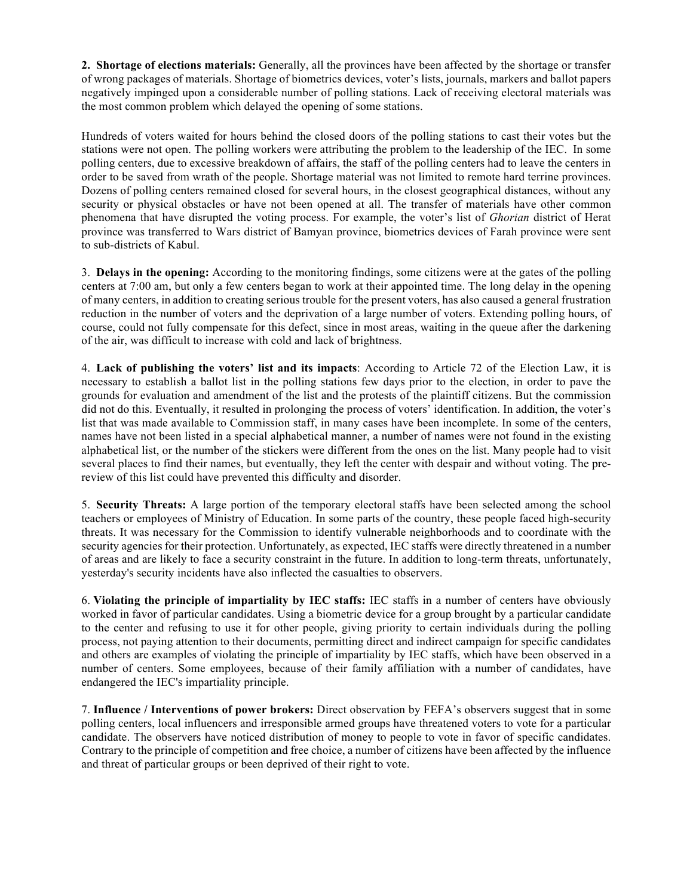**2. Shortage of elections materials:** Generally, all the provinces have been affected by the shortage or transfer of wrong packages of materials. Shortage of biometrics devices, voter's lists, journals, markers and ballot papers negatively impinged upon a considerable number of polling stations. Lack of receiving electoral materials was the most common problem which delayed the opening of some stations.

Hundreds of voters waited for hours behind the closed doors of the polling stations to cast their votes but the stations were not open. The polling workers were attributing the problem to the leadership of the IEC. In some polling centers, due to excessive breakdown of affairs, the staff of the polling centers had to leave the centers in order to be saved from wrath of the people. Shortage material was not limited to remote hard terrine provinces. Dozens of polling centers remained closed for several hours, in the closest geographical distances, without any security or physical obstacles or have not been opened at all. The transfer of materials have other common phenomena that have disrupted the voting process. For example, the voter's list of *Ghorian* district of Herat province was transferred to Wars district of Bamyan province, biometrics devices of Farah province were sent to sub-districts of Kabul.

3. **Delays in the opening:** According to the monitoring findings, some citizens were at the gates of the polling centers at 7:00 am, but only a few centers began to work at their appointed time. The long delay in the opening of many centers, in addition to creating serious trouble for the present voters, has also caused a general frustration reduction in the number of voters and the deprivation of a large number of voters. Extending polling hours, of course, could not fully compensate for this defect, since in most areas, waiting in the queue after the darkening of the air, was difficult to increase with cold and lack of brightness.

4. **Lack of publishing the voters' list and its impacts**: According to Article 72 of the Election Law, it is necessary to establish a ballot list in the polling stations few days prior to the election, in order to pave the grounds for evaluation and amendment of the list and the protests of the plaintiff citizens. But the commission did not do this. Eventually, it resulted in prolonging the process of voters' identification. In addition, the voter's list that was made available to Commission staff, in many cases have been incomplete. In some of the centers, names have not been listed in a special alphabetical manner, a number of names were not found in the existing alphabetical list, or the number of the stickers were different from the ones on the list. Many people had to visit several places to find their names, but eventually, they left the center with despair and without voting. The pre-review of this list could have prevented this difficulty and disorder.

5. **Security Threats:** A large portion of the temporary electoral staffs have been selected among the school teachers or employees of Ministry of Education. In some parts of the country, these people faced high-security threats. It was necessary for the Commission to identify vulnerable neighborhoods and to coordinate with the security agencies for their protection. Unfortunately, as expected, IEC staffs were directly threatened in a number of areas and are likely to face a security constraint in the future. In addition to long-term threats, unfortunately, yesterday's security incidents have also inflected the casualties to observers.

6. **Violating the principle of impartiality by IEC staffs:** IEC staffs in a number of centers have obviously worked in favor of particular candidates. Using a biometric device for a group brought by a particular candidate to the center and refusing to use it for other people, giving priority to certain individuals during the polling process, not paying attention to their documents, permitting direct and indirect campaign for specific candidates and others are examples of violating the principle of impartiality by IEC staffs, which have been observed in a number of centers. Some employees, because of their family affiliation with a number of candidates, have endangered the IEC's impartiality principle.

7. **Influence / Interventions of power brokers:** Direct observation by FEFA's observers suggest that in some polling centers, local influencers and irresponsible armed groups have threatened voters to vote for a particular candidate. The observers have noticed distribution of money to people to vote in favor of specific candidates. Contrary to the principle of competition and free choice, a number of citizens have been affected by the influence and threat of particular groups or been deprived of their right to vote.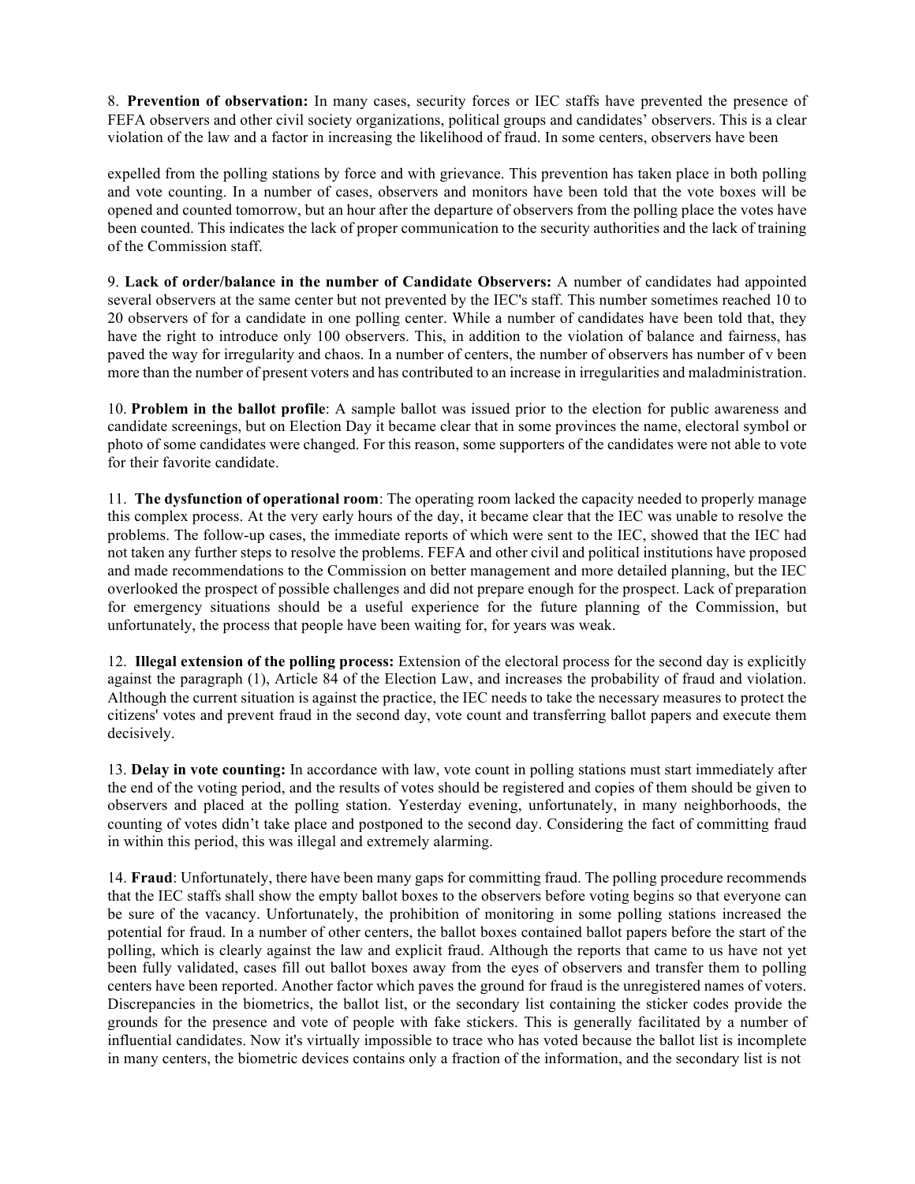8. **Prevention of observation:** In many cases, security forces or IEC staffs have prevented the presence of FEFA observers and other civil society organizations, political groups and candidates' observers. This is a clear violation of the law and a factor in increasing the likelihood of fraud. In some centers, observers have been

expelled from the polling stations by force and with grievance. This prevention has taken place in both polling and vote counting. In a number of cases, observers and monitors have been told that the vote boxes will be opened and counted tomorrow, but an hour after the departure of observers from the polling place the votes have been counted. This indicates the lack of proper communication to the security authorities and the lack of training of the Commission staff.

9. **Lack of order/balance in the number of Candidate Observers:** A number of candidates had appointed several observers at the same center but not prevented by the IEC's staff. This number sometimes reached 10 to 20 observers of for a candidate in one polling center. While a number of candidates have been told that, they have the right to introduce only 100 observers. This, in addition to the violation of balance and fairness, has paved the way for irregularity and chaos. In a number of centers, the number of observers has number of v been more than the number of present voters and has contributed to an increase in irregularities and maladministration.

10. **Problem in the ballot profile**: A sample ballot was issued prior to the election for public awareness and candidate screenings, but on Election Day it became clear that in some provinces the name, electoral symbol or photo of some candidates were changed. For this reason, some supporters of the candidates were not able to vote for their favorite candidate.

11. **The dysfunction of operational room**: The operating room lacked the capacity needed to properly manage this complex process. At the very early hours of the day, it became clear that the IEC was unable to resolve the problems. The follow-up cases, the immediate reports of which were sent to the IEC, showed that the IEC had not taken any further steps to resolve the problems. FEFA and other civil and political institutions have proposed and made recommendations to the Commission on better management and more detailed planning, but the IEC overlooked the prospect of possible challenges and did not prepare enough for the prospect. Lack of preparation for emergency situations should be a useful experience for the future planning of the Commission, but unfortunately, the process that people have been waiting for, for years was weak.

12. **Illegal extension of the polling process:** Extension of the electoral process for the second day is explicitly against the paragraph (1), Article 84 of the Election Law, and increases the probability of fraud and violation. Although the current situation is against the practice, the IEC needs to take the necessary measures to protect the citizens' votes and prevent fraud in the second day, vote count and transferring ballot papers and execute them decisively.

13. **Delay in vote counting:** In accordance with law, vote count in polling stations must start immediately after the end of the voting period, and the results of votes should be registered and copies of them should be given to observers and placed at the polling station. Yesterday evening, unfortunately, in many neighborhoods, the counting of votes didn't take place and postponed to the second day. Considering the fact of committing fraud in within this period, this was illegal and extremely alarming.

14. **Fraud**: Unfortunately, there have been many gaps for committing fraud. The polling procedure recommends that the IEC staffs shall show the empty ballot boxes to the observers before voting begins so that everyone can be sure of the vacancy. Unfortunately, the prohibition of monitoring in some polling stations increased the potential for fraud. In a number of other centers, the ballot boxes contained ballot papers before the start of the polling, which is clearly against the law and explicit fraud. Although the reports that came to us have not yet been fully validated, cases fill out ballot boxes away from the eyes of observers and transfer them to polling centers have been reported. Another factor which paves the ground for fraud is the unregistered names of voters. Discrepancies in the biometrics, the ballot list, or the secondary list containing the sticker codes provide the grounds for the presence and vote of people with fake stickers. This is generally facilitated by a number of influential candidates. Now it's virtually impossible to trace who has voted because the ballot list is incomplete in many centers, the biometric devices contains only a fraction of the information, and the secondary list is not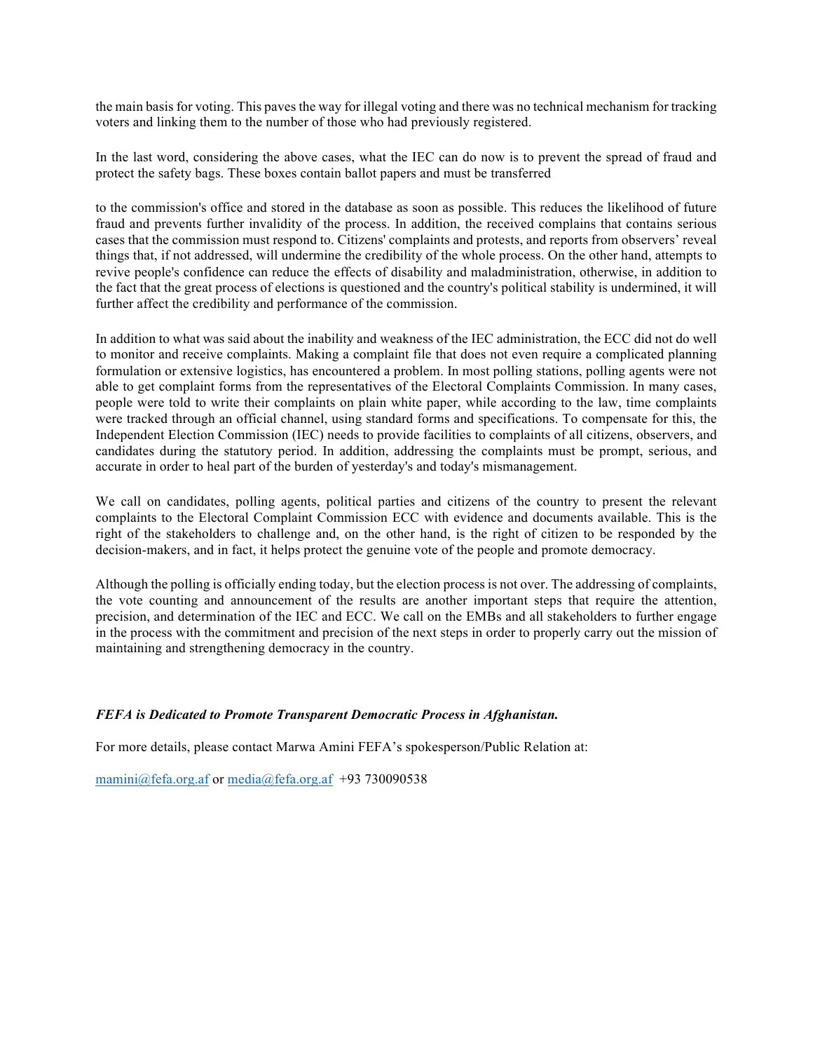the main basis for voting. This paves the way for illegal voting and there was no technical mechanism for tracking voters and linking them to the number of those who had previously registered.

In the last word, considering the above cases, what the IEC can do now is to prevent the spread of fraud and protect the safety bags. These boxes contain ballot papers and must be transferred

to the commission's office and stored in the database as soon as possible. This reduces the likelihood of future fraud and prevents further invalidity of the process. In addition, the received complains that contains serious cases that the commission must respond to. Citizens' complaints and protests, and reports from observers' reveal things that, if not addressed, will undermine the credibility of the whole process. On the other hand, attempts to revive people's confidence can reduce the effects of disability and maladministration, otherwise, in addition to the fact that the great process of elections is questioned and the country's political stability is undermined, it will further affect the credibility and performance of the commission.

In addition to what was said about the inability and weakness of the IEC administration, the ECC did not do well to monitor and receive complaints. Making a complaint file that does not even require a complicated planning formulation or extensive logistics, has encountered a problem. In most polling stations, polling agents were not able to get complaint forms from the representatives of the Electoral Complaints Commission. In many cases, people were told to write their complaints on plain white paper, while according to the law, time complaints were tracked through an official channel, using standard forms and specifications. To compensate for this, the Independent Election Commission (IEC) needs to provide facilities to complaints of all citizens, observers, and candidates during the statutory period. In addition, addressing the complaints must be prompt, serious, and accurate in order to heal part of the burden of yesterday's and today's mismanagement.

We call on candidates, polling agents, political parties and citizens of the country to present the relevant complaints to the Electoral Complaint Commission ECC with evidence and documents available. This is the right of the stakeholders to challenge and, on the other hand, is the right of citizen to be responded by the decision-makers, and in fact, it helps protect the genuine vote of the people and promote democracy.

Although the polling is officially ending today, but the election process is not over. The addressing of complaints, the vote counting and announcement of the results are another important steps that require the attention, precision, and determination of the IEC and ECC. We call on the EMBs and all stakeholders to further engage in the process with the commitment and precision of the next steps in order to properly carry out the mission of maintaining and strengthening democracy in the country.

***FEFA is Dedicated to Promote Transparent Democratic Process in Afghanistan.***

For more details, please contact Marwa Amini FEFA's spokesperson/Public Relation at:

mamini@fefa.org.af or media@fefa.org.af +93 730090538